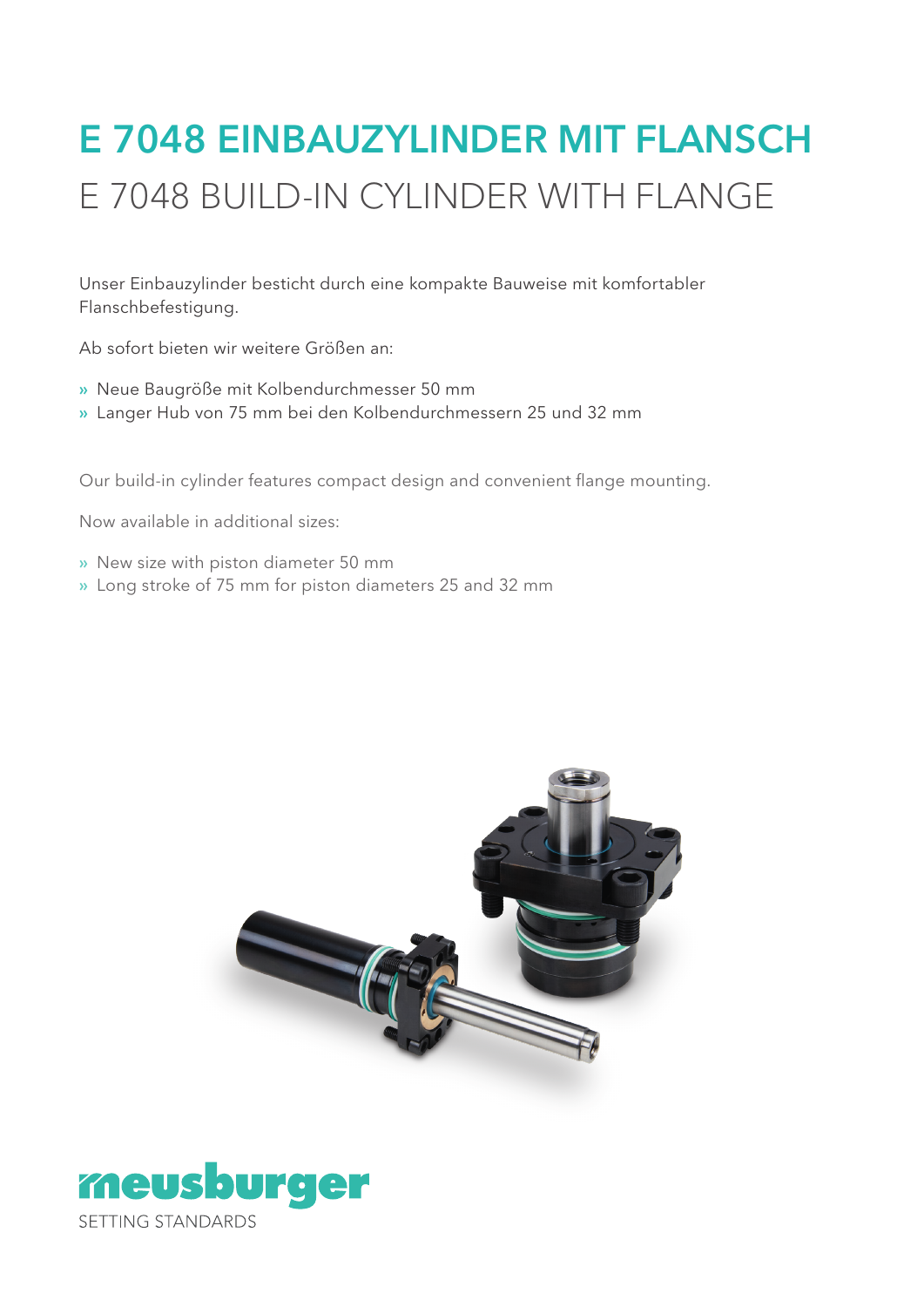# E 7048 EINBAUZYLINDER MIT FLANSCH

## E 7048 BUILD-IN CYLINDER WITH FLANGE

Unser Einbauzylinder besticht durch eine kompakte Bauweise mit komfortabler Flanschbefestigung.

Ab sofort bieten wir weitere Größen an:

- » Neue Baugröße mit Kolbendurchmesser 50 mm
- » Langer Hub von 75 mm bei den Kolbendurchmessern 25 und 32 mm

Our build-in cylinder features compact design and convenient flange mounting.

Now available in additional sizes:

- » New size with piston diameter 50 mm
- » Long stroke of 75 mm for piston diameters 25 and 32 mm

meusburger

SETTING STANDARDS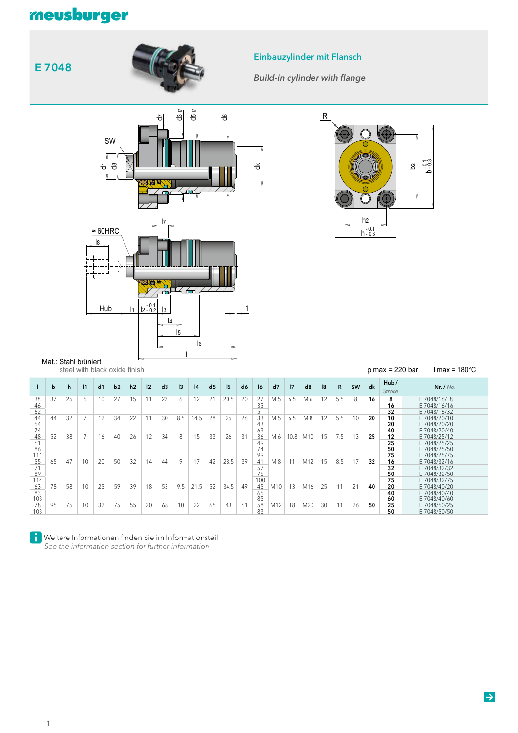meusburger

# E 7048

## Einbauzylinder mit Flansch

*Build-in cylinder with flange*

Mat.: Stahl brüniert
steel with black oxide finish

p max = 220 bar    t max = 180°C

| l | b | h | l1 | d1 | b2 | h2 | l2 | d3 | l3 | l4 | d5 | l5 | d6 | l6 | d7 | l7 | d8 | l8 | R | SW | dk | Hub / *Stroke* | Nr. / *No.* |
|---|---|---|---|---|---|---|---|---|---|---|---|---|---|---|---|---|---|---|---|---|---|---|---|
| 38 | 37 | 25 | 5 | 10 | 27 | 15 | 11 | 23 | 6 | 12 | 21 | 20.5 | 20 | 27 | M 5 | 6.5 | M 6 | 12 | 5.5 | 8 | **16** | **8** | E 7048/16/ 8 |
| 46 | | | | | | | | | | | | | | 35 | | | | | | | | **16** | E 7048/16/16 |
| 62 | | | | | | | | | | | | | | 51 | | | | | | | | **32** | E 7048/16/32 |
| 44 | 44 | 32 | 7 | 12 | 34 | 22 | 11 | 30 | 8.5 | 14.5 | 28 | 25 | 26 | 33 | M 5 | 6.5 | M 8 | 12 | 5.5 | 10 | **20** | **10** | E 7048/20/10 |
| 54 | | | | | | | | | | | | | | 43 | | | | | | | | **20** | E 7048/20/20 |
| 74 | | | | | | | | | | | | | | 63 | | | | | | | | **40** | E 7048/20/40 |
| 48 | 52 | 38 | 7 | 16 | 40 | 26 | 12 | 34 | 8 | 15 | 33 | 26 | 31 | 36 | M 6 | 10.8 | M10 | 15 | 7.5 | 13 | **25** | **12** | E 7048/25/12 |
| 61 | | | | | | | | | | | | | | 49 | | | | | | | | **25** | E 7048/25/25 |
| 86 | | | | | | | | | | | | | | 74 | | | | | | | | **50** | E 7048/25/50 |
| 111 | | | | | | | | | | | | | | 99 | | | | | | | | **75** | E 7048/25/75 |
| 55 | 65 | 47 | 10 | 20 | 50 | 32 | 14 | 44 | 9 | 17 | 42 | 28.5 | 39 | 41 | M 8 | 11 | M12 | 15 | 8.5 | 17 | **32** | **16** | E 7048/32/16 |
| 71 | | | | | | | | | | | | | | 57 | | | | | | | | **32** | E 7048/32/32 |
| 89 | | | | | | | | | | | | | | 75 | | | | | | | | **50** | E 7048/32/50 |
| 114 | | | | | | | | | | | | | | 100 | | | | | | | | **75** | E 7048/32/75 |
| 63 | 78 | 58 | 10 | 25 | 59 | 39 | 18 | 53 | 9.5 | 21.5 | 52 | 34.5 | 49 | 45 | M10 | 13 | M16 | 25 | 11 | 21 | **40** | **20** | E 7048/40/20 |
| 83 | | | | | | | | | | | | | | 65 | | | | | | | | **40** | E 7048/40/40 |
| 103 | | | | | | | | | | | | | | 85 | | | | | | | | **60** | E 7048/40/60 |
| 78 | 95 | 75 | 10 | 32 | 75 | 55 | 20 | 68 | 10 | 22 | 65 | 43 | 61 | 58 | M12 | 18 | M20 | 30 | 11 | 26 | **50** | **25** | E 7048/50/25 |
| 103 | | | | | | | | | | | | | | 83 | | | | | | | | **50** | E 7048/50/50 |

Weitere Informationen finden Sie im Informationsteil
*See the information section for further information*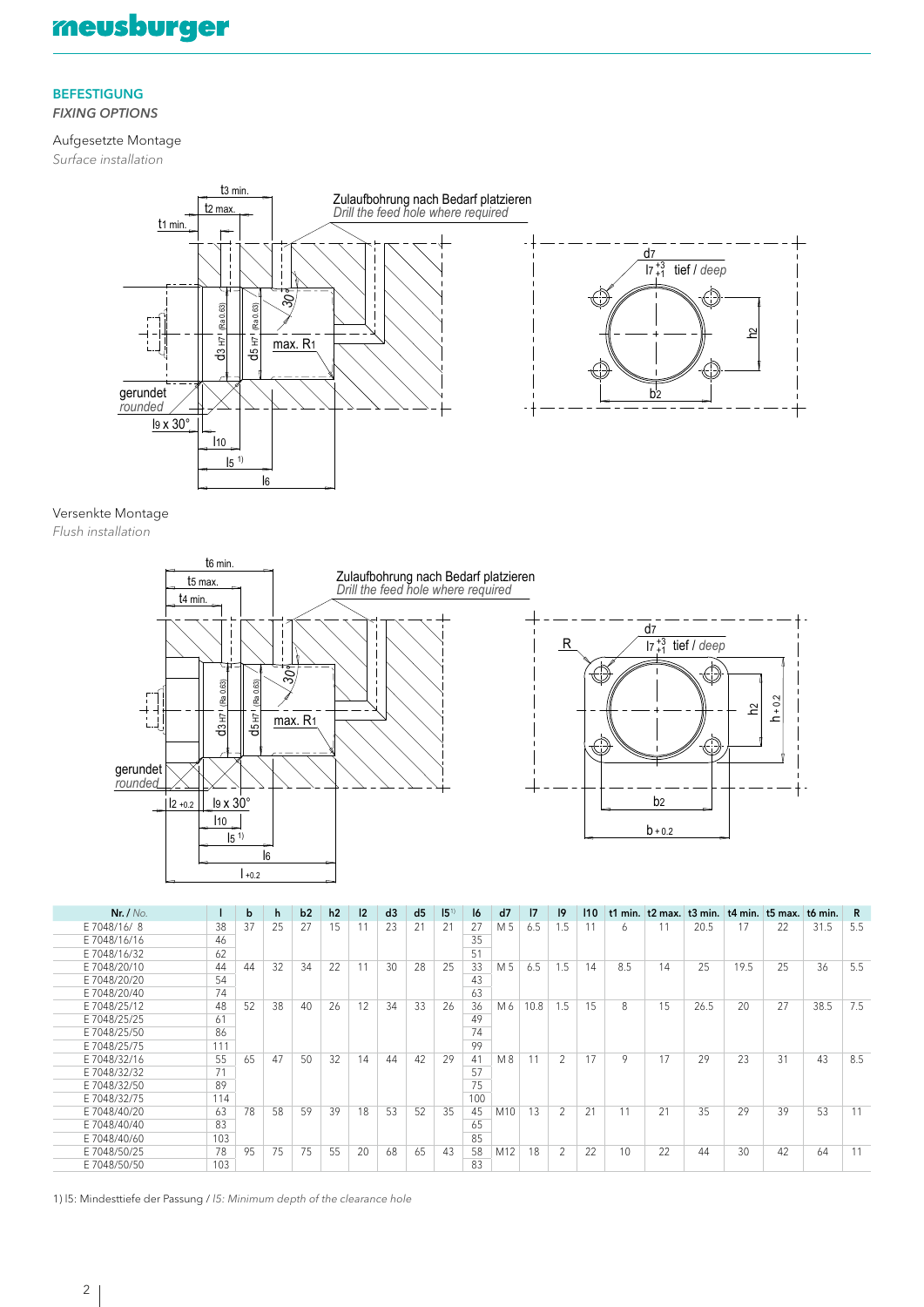## BEFESTIGUNG

*FIXING OPTIONS*

Aufgesetzte Montage

*Surface installation*

t3 min.
t2 max.
t1 min.
Zulaufbohrung nach Bedarf platzieren
*Drill the feed hole where required*
30°
d3 H7 (Ra 0.63)
d5 H7 (Ra 0.63)
max. R1
gerundet
*rounded*
l9 x 30°
l10
l5 1)
l6
d7
l7 +3/+1 tief / *deep*
h2
b2

Versenkte Montage

*Flush installation*

t6 min.
t5 max.
t4 min.
Zulaufbohrung nach Bedarf platzieren
*Drill the feed hole where required*
30°
d3 H7 (Ra 0.63)
d5 H7 (Ra 0.63)
max. R1
gerundet
*rounded*
l2 +0.2
l9 x 30°
l10
l5 1)
l6
l +0.2
R
d7
l7 +3/+1 tief / *deep*
h2
h +0.2
b2
b +0.2

| Nr. / *No.* | l | b | h | b2 | h2 | l2 | d3 | d5 | l5 1) | l6 | d7 | l7 | l9 | l10 | t1 min. | t2 max. | t3 min. | t4 min. | t5 max. | t6 min. | R |
|---|---|---|---|---|---|---|---|---|---|---|---|---|---|---|---|---|---|---|---|---|---|
| E 7048/16/ 8 | 38 | 37 | 25 | 27 | 15 | 11 | 23 | 21 | 21 | 27 | M 5 | 6.5 | 1.5 | 11 | 6 | 11 | 20.5 | 17 | 22 | 31.5 | 5.5 |
| E 7048/16/16 | 46 | | | | | | | | | 35 | | | | | | | | | | | |
| E 7048/16/32 | 62 | | | | | | | | | 51 | | | | | | | | | | | |
| E 7048/20/10 | 44 | 44 | 32 | 34 | 22 | 11 | 30 | 28 | 25 | 33 | M 5 | 6.5 | 1.5 | 14 | 8.5 | 14 | 25 | 19.5 | 25 | 36 | 5.5 |
| E 7048/20/20 | 54 | | | | | | | | | 43 | | | | | | | | | | | |
| E 7048/20/40 | 74 | | | | | | | | | 63 | | | | | | | | | | | |
| E 7048/25/12 | 48 | 52 | 38 | 40 | 26 | 12 | 34 | 33 | 26 | 36 | M 6 | 10.8 | 1.5 | 15 | 8 | 15 | 26.5 | 20 | 27 | 38.5 | 7.5 |
| E 7048/25/25 | 61 | | | | | | | | | 49 | | | | | | | | | | | |
| E 7048/25/50 | 86 | | | | | | | | | 74 | | | | | | | | | | | |
| E 7048/25/75 | 111 | | | | | | | | | 99 | | | | | | | | | | | |
| E 7048/32/16 | 55 | 65 | 47 | 50 | 32 | 14 | 44 | 42 | 29 | 41 | M 8 | 11 | 2 | 17 | 9 | 17 | 29 | 23 | 31 | 43 | 8.5 |
| E 7048/32/32 | 71 | | | | | | | | | 57 | | | | | | | | | | | |
| E 7048/32/50 | 89 | | | | | | | | | 75 | | | | | | | | | | | |
| E 7048/32/75 | 114 | | | | | | | | | 100 | | | | | | | | | | | |
| E 7048/40/20 | 63 | 78 | 58 | 59 | 39 | 18 | 53 | 52 | 35 | 45 | M10 | 13 | 2 | 21 | 11 | 21 | 35 | 29 | 39 | 53 | 11 |
| E 7048/40/40 | 83 | | | | | | | | | 65 | | | | | | | | | | | |
| E 7048/40/60 | 103 | | | | | | | | | 85 | | | | | | | | | | | |
| E 7048/50/25 | 78 | 95 | 75 | 75 | 55 | 20 | 68 | 65 | 43 | 58 | M12 | 18 | 2 | 22 | 10 | 22 | 44 | 30 | 42 | 64 | 11 |
| E 7048/50/50 | 103 | | | | | | | | | 83 | | | | | | | | | | | |

1) l5: Mindesttiefe der Passung / *l5: Minimum depth of the clearance hole*